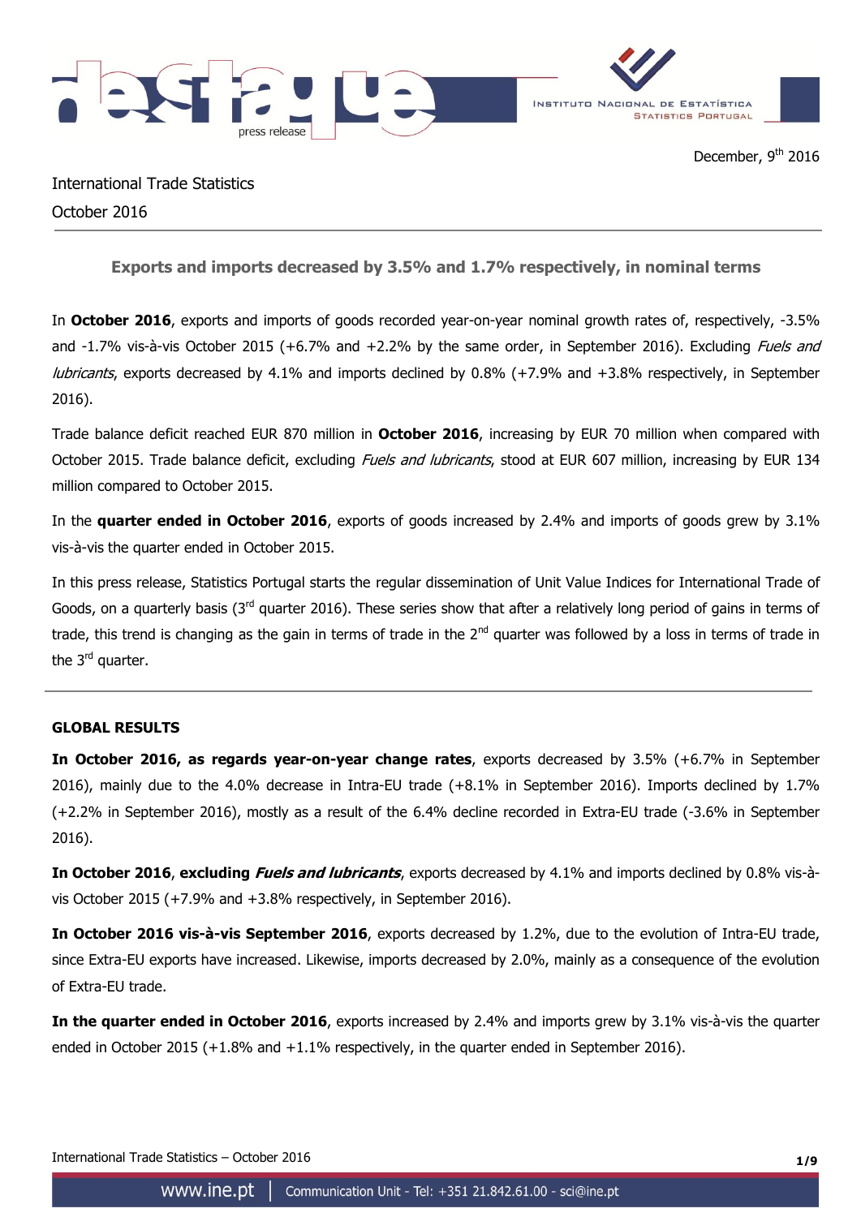December, 9th 2016

International Trade Statistics

October 2016

## Exports and imports decreased by 3.5% and 1.7% respectively, in nominal terms

In **October 2016**, exports and imports of goods recorded year-on-year nominal growth rates of, respectively, -3.5% and -1.7% vis-à-vis October 2015 (+6.7% and +2.2% by the same order, in September 2016). Excluding *Fuels and lubricants*, exports decreased by 4.1% and imports declined by 0.8% (+7.9% and +3.8% respectively, in September 2016).

Trade balance deficit reached EUR 870 million in **October 2016**, increasing by EUR 70 million when compared with October 2015. Trade balance deficit, excluding *Fuels and lubricants*, stood at EUR 607 million, increasing by EUR 134 million compared to October 2015.

In the **quarter ended in October 2016**, exports of goods increased by 2.4% and imports of goods grew by 3.1% vis-à-vis the quarter ended in October 2015.

In this press release, Statistics Portugal starts the regular dissemination of Unit Value Indices for International Trade of Goods, on a quarterly basis (3rd quarter 2016). These series show that after a relatively long period of gains in terms of trade, this trend is changing as the gain in terms of trade in the 2nd quarter was followed by a loss in terms of trade in the 3rd quarter.

### GLOBAL RESULTS

**In October 2016, as regards year-on-year change rates**, exports decreased by 3.5% (+6.7% in September 2016), mainly due to the 4.0% decrease in Intra-EU trade (+8.1% in September 2016). Imports declined by 1.7% (+2.2% in September 2016), mostly as a result of the 6.4% decline recorded in Extra-EU trade (-3.6% in September 2016).

**In October 2016**, **excluding *Fuels and lubricants***, exports decreased by 4.1% and imports declined by 0.8% vis-à-vis October 2015 (+7.9% and +3.8% respectively, in September 2016).

**In October 2016 vis-à-vis September 2016**, exports decreased by 1.2%, due to the evolution of Intra-EU trade, since Extra-EU exports have increased. Likewise, imports decreased by 2.0%, mainly as a consequence of the evolution of Extra-EU trade.

**In the quarter ended in October 2016**, exports increased by 2.4% and imports grew by 3.1% vis-à-vis the quarter ended in October 2015 (+1.8% and +1.1% respectively, in the quarter ended in September 2016).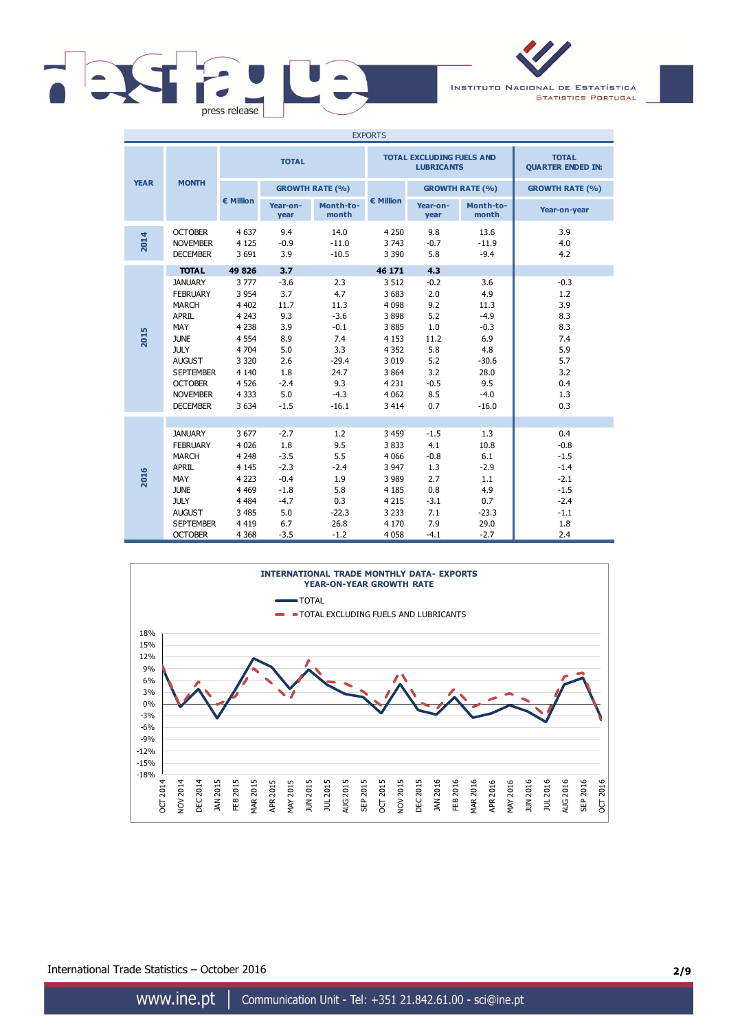EXPORTS

| YEAR | MONTH | TOTAL | | | TOTAL EXCLUDING FUELS AND LUBRICANTS | | | TOTAL QUARTER ENDED IN: |
|---|---|---|---|---|---|---|---|---|
| | | € Million | GROWTH RATE (%) | | € Million | GROWTH RATE (%) | | GROWTH RATE (%) |
| | | | Year-on-year | Month-to-month | | Year-on-year | Month-to-month | Year-on-year |
| 2014 | OCTOBER | 4 637 | 9.4 | 14.0 | 4 250 | 9.8 | 13.6 | 3.9 |
| | NOVEMBER | 4 125 | -0.9 | -11.0 | 3 743 | -0.7 | -11.9 | 4.0 |
| | DECEMBER | 3 691 | 3.9 | -10.5 | 3 390 | 5.8 | -9.4 | 4.2 |
| | **TOTAL** | **49 826** | **3.7** | | **46 171** | **4.3** | | |
| 2015 | JANUARY | 3 777 | -3.6 | 2.3 | 3 512 | -0.2 | 3.6 | -0.3 |
| | FEBRUARY | 3 954 | 3.7 | 4.7 | 3 683 | 2.0 | 4.9 | 1.2 |
| | MARCH | 4 402 | 11.7 | 11.3 | 4 098 | 9.2 | 11.3 | 3.9 |
| | APRIL | 4 243 | 9.3 | -3.6 | 3 898 | 5.2 | -4.9 | 8.3 |
| | MAY | 4 238 | 3.9 | -0.1 | 3 885 | 1.0 | -0.3 | 8.3 |
| | JUNE | 4 554 | 8.9 | 7.4 | 4 153 | 11.2 | 6.9 | 7.4 |
| | JULY | 4 704 | 5.0 | 3.3 | 4 352 | 5.8 | 4.8 | 5.9 |
| | AUGUST | 3 320 | 2.6 | -29.4 | 3 019 | 5.2 | -30.6 | 5.7 |
| | SEPTEMBER | 4 140 | 1.8 | 24.7 | 3 864 | 3.2 | 28.0 | 3.2 |
| | OCTOBER | 4 526 | -2.4 | 9.3 | 4 231 | -0.5 | 9.5 | 0.4 |
| | NOVEMBER | 4 333 | 5.0 | -4.3 | 4 062 | 8.5 | -4.0 | 1.3 |
| | DECEMBER | 3 634 | -1.5 | -16.1 | 3 414 | 0.7 | -16.0 | 0.3 |
| 2016 | JANUARY | 3 677 | -2.7 | 1.2 | 3 459 | -1.5 | 1.3 | 0.4 |
| | FEBRUARY | 4 026 | 1.8 | 9.5 | 3 833 | 4.1 | 10.8 | -0.8 |
| | MARCH | 4 248 | -3.5 | 5.5 | 4 066 | -0.8 | 6.1 | -1.5 |
| | APRIL | 4 145 | -2.3 | -2.4 | 3 947 | 1.3 | -2.9 | -1.4 |
| | MAY | 4 223 | -0.4 | 1.9 | 3 989 | 2.7 | 1.1 | -2.1 |
| | JUNE | 4 469 | -1.8 | 5.8 | 4 185 | 0.8 | 4.9 | -1.5 |
| | JULY | 4 484 | -4.7 | 0.3 | 4 215 | -3.1 | 0.7 | -2.4 |
| | AUGUST | 3 485 | 5.0 | -22.3 | 3 233 | 7.1 | -23.3 | -1.1 |
| | SEPTEMBER | 4 419 | 6.7 | 26.8 | 4 170 | 7.9 | 29.0 | 1.8 |
| | OCTOBER | 4 368 | -3.5 | -1.2 | 4 058 | -4.1 | -2.7 | 2.4 |

INTERNATIONAL TRADE MONTHLY DATA- EXPORTS
YEAR-ON-YEAR GROWTH RATE

TOTAL
TOTAL EXCLUDING FUELS AND LUBRICANTS

18%
15%
12%
9%
6%
3%
0%
-3%
-6%
-9%
-12%
-15%
-18%

OCT 2014, NOV 2014, DEC 2014, JAN 2015, FEB 2015, MAR 2015, APR 2015, MAY 2015, JUN 2015, JUL 2015, AUG 2015, SEP 2015, OCT 2015, NOV 2015, DEC 2015, JAN 2016, FEB 2016, MAR 2016, APR 2016, MAY 2016, JUN 2016, JUL 2016, AUG 2016, SEP 2016, OCT 2016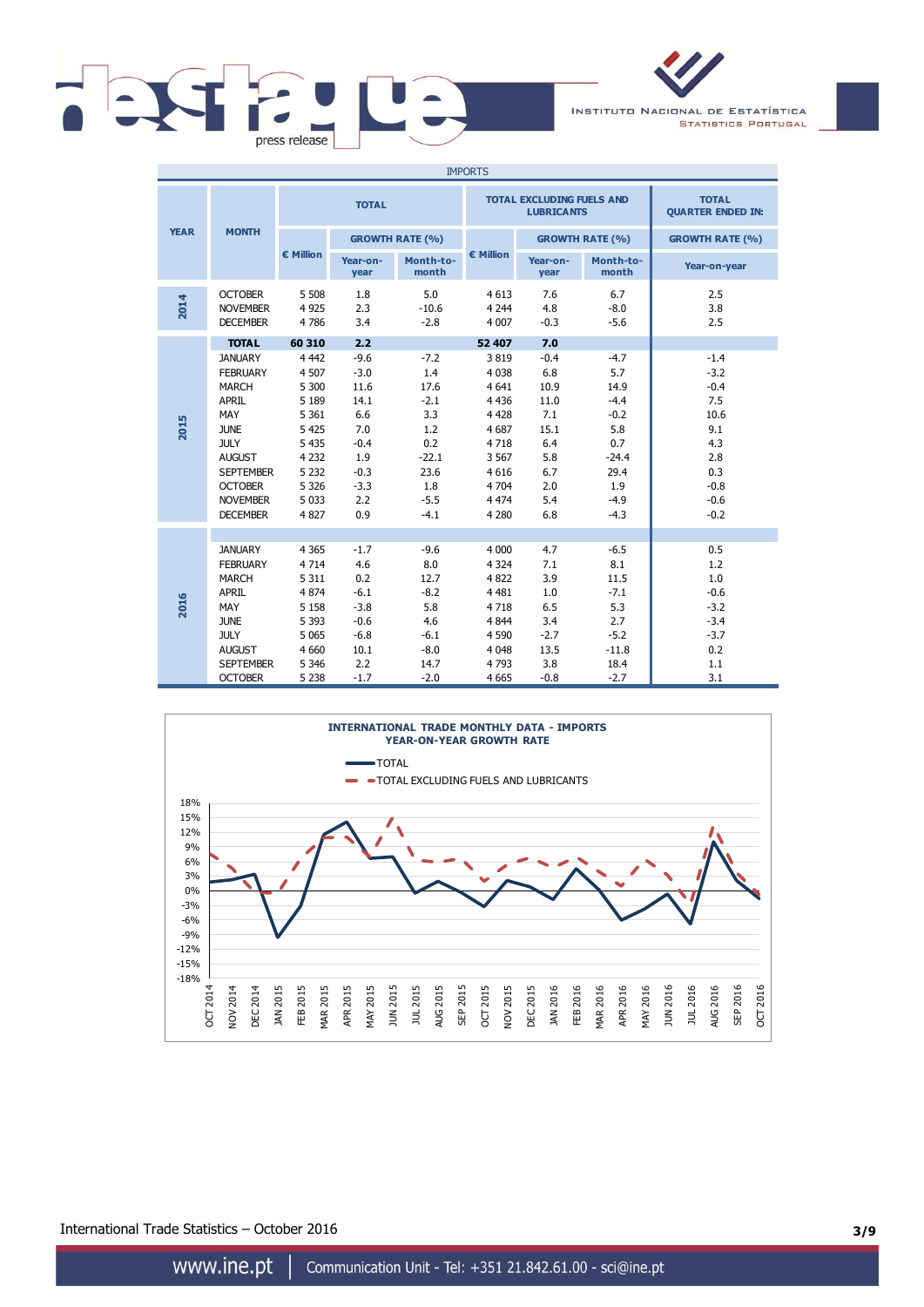IMPORTS

| YEAR | MONTH | TOTAL | | | TOTAL EXCLUDING FUELS AND LUBRICANTS | | | TOTAL QUARTER ENDED IN: |
|---|---|---|---|---|---|---|---|---|
| | | € Million | GROWTH RATE (%) | | € Million | GROWTH RATE (%) | | GROWTH RATE (%) |
| | | | Year-on-year | Month-to-month | | Year-on-year | Month-to-month | Year-on-year |
| 2014 | OCTOBER | 5 508 | 1.8 | 5.0 | 4 613 | 7.6 | 6.7 | 2.5 |
| | NOVEMBER | 4 925 | 2.3 | -10.6 | 4 244 | 4.8 | -8.0 | 3.8 |
| | DECEMBER | 4 786 | 3.4 | -2.8 | 4 007 | -0.3 | -5.6 | 2.5 |
| | **TOTAL** | **60 310** | **2.2** | | **52 407** | **7.0** | | |
| 2015 | JANUARY | 4 442 | -9.6 | -7.2 | 3 819 | -0.4 | -4.7 | -1.4 |
| | FEBRUARY | 4 507 | -3.0 | 1.4 | 4 038 | 6.8 | 5.7 | -3.2 |
| | MARCH | 5 300 | 11.6 | 17.6 | 4 641 | 10.9 | 14.9 | -0.4 |
| | APRIL | 5 189 | 14.1 | -2.1 | 4 436 | 11.0 | -4.4 | 7.5 |
| | MAY | 5 361 | 6.6 | 3.3 | 4 428 | 7.1 | -0.2 | 10.6 |
| | JUNE | 5 425 | 7.0 | 1.2 | 4 687 | 15.1 | 5.8 | 9.1 |
| | JULY | 5 435 | -0.4 | 0.2 | 4 718 | 6.4 | 0.7 | 4.3 |
| | AUGUST | 4 232 | 1.9 | -22.1 | 3 567 | 5.8 | -24.4 | 2.8 |
| | SEPTEMBER | 5 232 | -0.3 | 23.6 | 4 616 | 6.7 | 29.4 | 0.3 |
| | OCTOBER | 5 326 | -3.3 | 1.8 | 4 704 | 2.0 | 1.9 | -0.8 |
| | NOVEMBER | 5 033 | 2.2 | -5.5 | 4 474 | 5.4 | -4.9 | -0.6 |
| | DECEMBER | 4 827 | 0.9 | -4.1 | 4 280 | 6.8 | -4.3 | -0.2 |
| 2016 | JANUARY | 4 365 | -1.7 | -9.6 | 4 000 | 4.7 | -6.5 | 0.5 |
| | FEBRUARY | 4 714 | 4.6 | 8.0 | 4 324 | 7.1 | 8.1 | 1.2 |
| | MARCH | 5 311 | 0.2 | 12.7 | 4 822 | 3.9 | 11.5 | 1.0 |
| | APRIL | 4 874 | -6.1 | -8.2 | 4 481 | 1.0 | -7.1 | -0.6 |
| | MAY | 5 158 | -3.8 | 5.8 | 4 718 | 6.5 | 5.3 | -3.2 |
| | JUNE | 5 393 | -0.6 | 4.6 | 4 844 | 3.4 | 2.7 | -3.4 |
| | JULY | 5 065 | -6.8 | -6.1 | 4 590 | -2.7 | -5.2 | -3.7 |
| | AUGUST | 4 660 | 10.1 | -8.0 | 4 048 | 13.5 | -11.8 | 0.2 |
| | SEPTEMBER | 5 346 | 2.2 | 14.7 | 4 793 | 3.8 | 18.4 | 1.1 |
| | OCTOBER | 5 238 | -1.7 | -2.0 | 4 665 | -0.8 | -2.7 | 3.1 |

INTERNATIONAL TRADE MONTHLY DATA - IMPORTS
YEAR-ON-YEAR GROWTH RATE

TOTAL
TOTAL EXCLUDING FUELS AND LUBRICANTS

18%
15%
12%
9%
6%
3%
0%
-3%
-6%
-9%
-12%
-15%
-18%

OCT 2014
NOV 2014
DEC 2014
JAN 2015
FEB 2015
MAR 2015
APR 2015
MAY 2015
JUN 2015
JUL 2015
AUG 2015
SEP 2015
OCT 2015
NOV 2015
DEC 2015
JAN 2016
FEB 2016
MAR 2016
APR 2016
MAY 2016
JUN 2016
JUL 2016
AUG 2016
SEP 2016
OCT 2016

International Trade Statistics – October 2016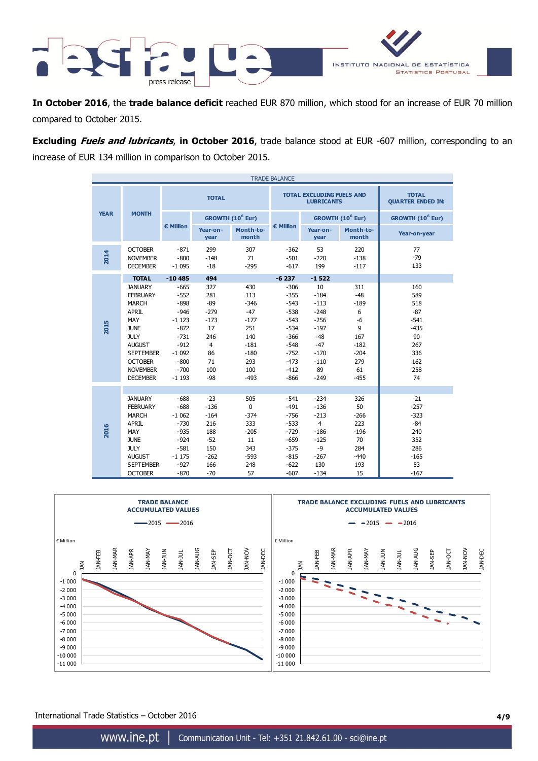**In October 2016**, the **trade balance deficit** reached EUR 870 million, which stood for an increase of EUR 70 million compared to October 2015.

**Excluding *Fuels and lubricants*, in October 2016**, trade balance stood at EUR -607 million, corresponding to an increase of EUR 134 million in comparison to October 2015.

TRADE BALANCE

| YEAR | MONTH | TOTAL | | | TOTAL EXCLUDING FUELS AND LUBRICANTS | | | TOTAL QUARTER ENDED IN: |
|---|---|---|---|---|---|---|---|---|
| | | € Million | GROWTH ($10^6$ Eur) | | € Million | GROWTH ($10^6$ Eur) | | GROWTH ($10^6$ Eur) |
| | | | Year-on-year | Month-to-month | | Year-on-year | Month-to-month | Year-on-year |
| 2014 | OCTOBER | -871 | 299 | 307 | -362 | 53 | 220 | 77 |
| | NOVEMBER | -800 | -148 | 71 | -501 | -220 | -138 | -79 |
| | DECEMBER | -1 095 | -18 | -295 | -617 | 199 | -117 | 133 |
| | TOTAL | -10 485 | 494 | | -6 237 | -1 522 | | |
| 2015 | JANUARY | -665 | 327 | 430 | -306 | 10 | 311 | 160 |
| | FEBRUARY | -552 | 281 | 113 | -355 | -184 | -48 | 589 |
| | MARCH | -898 | -89 | -346 | -543 | -113 | -189 | 518 |
| | APRIL | -946 | -279 | -47 | -538 | -248 | 6 | -87 |
| | MAY | -1 123 | -173 | -177 | -543 | -256 | -6 | -541 |
| | JUNE | -872 | 17 | 251 | -534 | -197 | 9 | -435 |
| | JULY | -731 | 246 | 140 | -366 | -48 | 167 | 90 |
| | AUGUST | -912 | 4 | -181 | -548 | -47 | -182 | 267 |
| | SEPTEMBER | -1 092 | 86 | -180 | -752 | -170 | -204 | 336 |
| | OCTOBER | -800 | 71 | 293 | -473 | -110 | 279 | 162 |
| | NOVEMBER | -700 | 100 | 100 | -412 | 89 | 61 | 258 |
| | DECEMBER | -1 193 | -98 | -493 | -866 | -249 | -455 | 74 |
| 2016 | JANUARY | -688 | -23 | 505 | -541 | -234 | 326 | -21 |
| | FEBRUARY | -688 | -136 | 0 | -491 | -136 | 50 | -257 |
| | MARCH | -1 062 | -164 | -374 | -756 | -213 | -266 | -323 |
| | APRIL | -730 | 216 | 333 | -533 | 4 | 223 | -84 |
| | MAY | -935 | 188 | -205 | -729 | -186 | -196 | 240 |
| | JUNE | -924 | -52 | 11 | -659 | -125 | 70 | 352 |
| | JULY | -581 | 150 | 343 | -375 | -9 | 284 | 286 |
| | AUGUST | -1 175 | -262 | -593 | -815 | -267 | -440 | -165 |
| | SEPTEMBER | -927 | 166 | 248 | -622 | 130 | 193 | 53 |
| | OCTOBER | -870 | -70 | 57 | -607 | -134 | 15 | -167 |

TRADE BALANCE
ACCUMULATED VALUES

2015 2016

€ Million

JAN JAN-FEB JAN-MAR JAN-APR JAN-MAY JAN-JUN JAN-JUL JAN-AUG JAN-SEP JAN-OCT JAN-NOV JAN-DEC

0 -1 000 -2 000 -3 000 -4 000 -5 000 -6 000 -7 000 -8 000 -9 000 -10 000 -11 000

TRADE BALANCE EXCLUDING FUELS AND LUBRICANTS
ACCUMULATED VALUES

2015 2016

€ Million

JAN JAN-FEB JAN-MAR JAN-APR JAN-MAY JAN-JUN JAN-JUL JAN-AUG JAN-SEP JAN-OCT JAN-NOV JAN-DEC

0 -1 000 -2 000 -3 000 -4 000 -5 000 -6 000 -7 000 -8 000 -9 000 -10 000 -11 000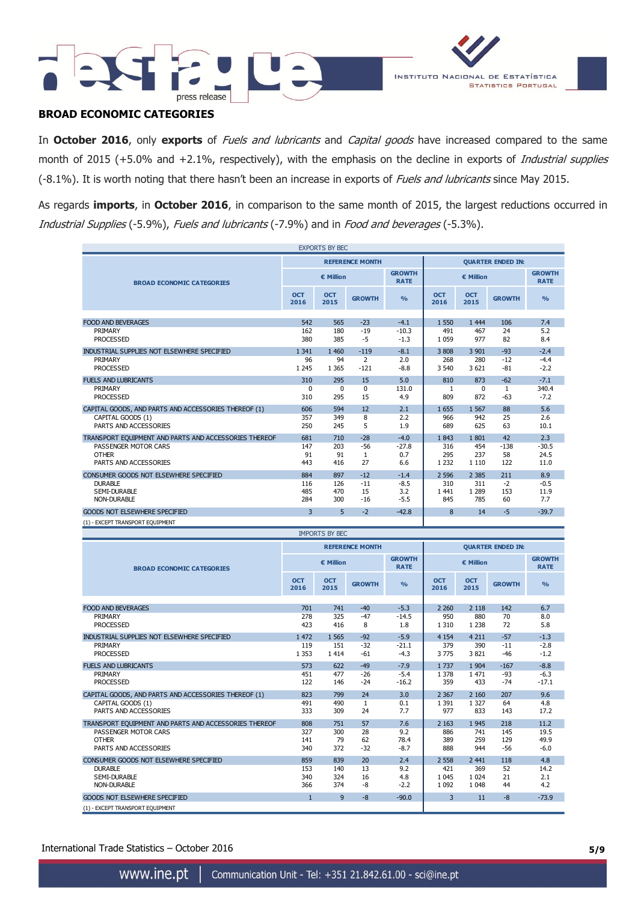## BROAD ECONOMIC CATEGORIES

In **October 2016**, only **exports** of *Fuels and lubricants* and *Capital goods* have increased compared to the same month of 2015 (+5.0% and +2.1%, respectively), with the emphasis on the decline in exports of *Industrial supplies* (-8.1%). It is worth noting that there hasn't been an increase in exports of *Fuels and lubricants* since May 2015.

As regards **imports**, in **October 2016**, in comparison to the same month of 2015, the largest reductions occurred in *Industrial Supplies* (-5.9%), *Fuels and lubricants* (-7.9%) and in *Food and beverages* (-5.3%).

EXPORTS BY BEC

| BROAD ECONOMIC CATEGORIES | REFERENCE MONTH | | | | QUARTER ENDED IN: | | | |
|---|---|---|---|---|---|---|---|---|
| | € Million | | | GROWTH RATE | € Million | | | GROWTH RATE |
| | OCT 2016 | OCT 2015 | GROWTH | % | OCT 2016 | OCT 2015 | GROWTH | % |
| FOOD AND BEVERAGES | 542 | 565 | -23 | -4.1 | 1 550 | 1 444 | 106 | 7.4 |
| PRIMARY | 162 | 180 | -19 | -10.3 | 491 | 467 | 24 | 5.2 |
| PROCESSED | 380 | 385 | -5 | -1.3 | 1 059 | 977 | 82 | 8.4 |
| INDUSTRIAL SUPPLIES NOT ELSEWHERE SPECIFIED | 1 341 | 1 460 | -119 | -8.1 | 3 808 | 3 901 | -93 | -2.4 |
| PRIMARY | 96 | 94 | 2 | 2.0 | 268 | 280 | -12 | -4.4 |
| PROCESSED | 1 245 | 1 365 | -121 | -8.8 | 3 540 | 3 621 | -81 | -2.2 |
| FUELS AND LUBRICANTS | 310 | 295 | 15 | 5.0 | 810 | 873 | -62 | -7.1 |
| PRIMARY | 0 | 0 | 0 | 131.0 | 1 | 0 | 1 | 340.4 |
| PROCESSED | 310 | 295 | 15 | 4.9 | 809 | 872 | -63 | -7.2 |
| CAPITAL GOODS, AND PARTS AND ACCESSORIES THEREOF (1) | 606 | 594 | 12 | 2.1 | 1 655 | 1 567 | 88 | 5.6 |
| CAPITAL GOODS (1) | 357 | 349 | 8 | 2.2 | 966 | 942 | 25 | 2.6 |
| PARTS AND ACCESSORIES | 250 | 245 | 5 | 1.9 | 689 | 625 | 63 | 10.1 |
| TRANSPORT EQUIPMENT AND PARTS AND ACCESSORIES THEREOF | 681 | 710 | -28 | -4.0 | 1 843 | 1 801 | 42 | 2.3 |
| PASSENGER MOTOR CARS | 147 | 203 | -56 | -27.8 | 316 | 454 | -138 | -30.5 |
| OTHER | 91 | 91 | 1 | 0.7 | 295 | 237 | 58 | 24.5 |
| PARTS AND ACCESSORIES | 443 | 416 | 27 | 6.6 | 1 232 | 1 110 | 122 | 11.0 |
| CONSUMER GOODS NOT ELSEWHERE SPECIFIED | 884 | 897 | -12 | -1.4 | 2 596 | 2 385 | 211 | 8.9 |
| DURABLE | 116 | 126 | -11 | -8.5 | 310 | 311 | -2 | -0.5 |
| SEMI-DURABLE | 485 | 470 | 15 | 3.2 | 1 441 | 1 289 | 153 | 11.9 |
| NON-DURABLE | 284 | 300 | -16 | -5.5 | 845 | 785 | 60 | 7.7 |
| GOODS NOT ELSEWHERE SPECIFIED | 3 | 5 | -2 | -42.8 | 8 | 14 | -5 | -39.7 |

(1) - EXCEPT TRANSPORT EQUIPMENT

IMPORTS BY BEC

| BROAD ECONOMIC CATEGORIES | REFERENCE MONTH | | | | QUARTER ENDED IN: | | | |
|---|---|---|---|---|---|---|---|---|
| | € Million | | | GROWTH RATE | € Million | | | GROWTH RATE |
| | OCT 2016 | OCT 2015 | GROWTH | % | OCT 2016 | OCT 2015 | GROWTH | % |
| FOOD AND BEVERAGES | 701 | 741 | -40 | -5.3 | 2 260 | 2 118 | 142 | 6.7 |
| PRIMARY | 278 | 325 | -47 | -14.5 | 950 | 880 | 70 | 8.0 |
| PROCESSED | 423 | 416 | 8 | 1.8 | 1 310 | 1 238 | 72 | 5.8 |
| INDUSTRIAL SUPPLIES NOT ELSEWHERE SPECIFIED | 1 472 | 1 565 | -92 | -5.9 | 4 154 | 4 211 | -57 | -1.3 |
| PRIMARY | 119 | 151 | -32 | -21.1 | 379 | 390 | -11 | -2.8 |
| PROCESSED | 1 353 | 1 414 | -61 | -4.3 | 3 775 | 3 821 | -46 | -1.2 |
| FUELS AND LUBRICANTS | 573 | 622 | -49 | -7.9 | 1 737 | 1 904 | -167 | -8.8 |
| PRIMARY | 451 | 477 | -26 | -5.4 | 1 378 | 1 471 | -93 | -6.3 |
| PROCESSED | 122 | 146 | -24 | -16.2 | 359 | 433 | -74 | -17.1 |
| CAPITAL GOODS, AND PARTS AND ACCESSORIES THEREOF (1) | 823 | 799 | 24 | 3.0 | 2 367 | 2 160 | 207 | 9.6 |
| CAPITAL GOODS (1) | 491 | 490 | 1 | 0.1 | 1 391 | 1 327 | 64 | 4.8 |
| PARTS AND ACCESSORIES | 333 | 309 | 24 | 7.7 | 977 | 833 | 143 | 17.2 |
| TRANSPORT EQUIPMENT AND PARTS AND ACCESSORIES THEREOF | 808 | 751 | 57 | 7.6 | 2 163 | 1 945 | 218 | 11.2 |
| PASSENGER MOTOR CARS | 327 | 300 | 28 | 9.2 | 886 | 741 | 145 | 19.5 |
| OTHER | 141 | 79 | 62 | 78.4 | 389 | 259 | 129 | 49.9 |
| PARTS AND ACCESSORIES | 340 | 372 | -32 | -8.7 | 888 | 944 | -56 | -6.0 |
| CONSUMER GOODS NOT ELSEWHERE SPECIFIED | 859 | 839 | 20 | 2.4 | 2 558 | 2 441 | 118 | 4.8 |
| DURABLE | 153 | 140 | 13 | 9.2 | 421 | 369 | 52 | 14.2 |
| SEMI-DURABLE | 340 | 324 | 16 | 4.8 | 1 045 | 1 024 | 21 | 2.1 |
| NON-DURABLE | 366 | 374 | -8 | -2.2 | 1 092 | 1 048 | 44 | 4.2 |
| GOODS NOT ELSEWHERE SPECIFIED | 1 | 9 | -8 | -90.0 | 3 | 11 | -8 | -73.9 |

(1) - EXCEPT TRANSPORT EQUIPMENT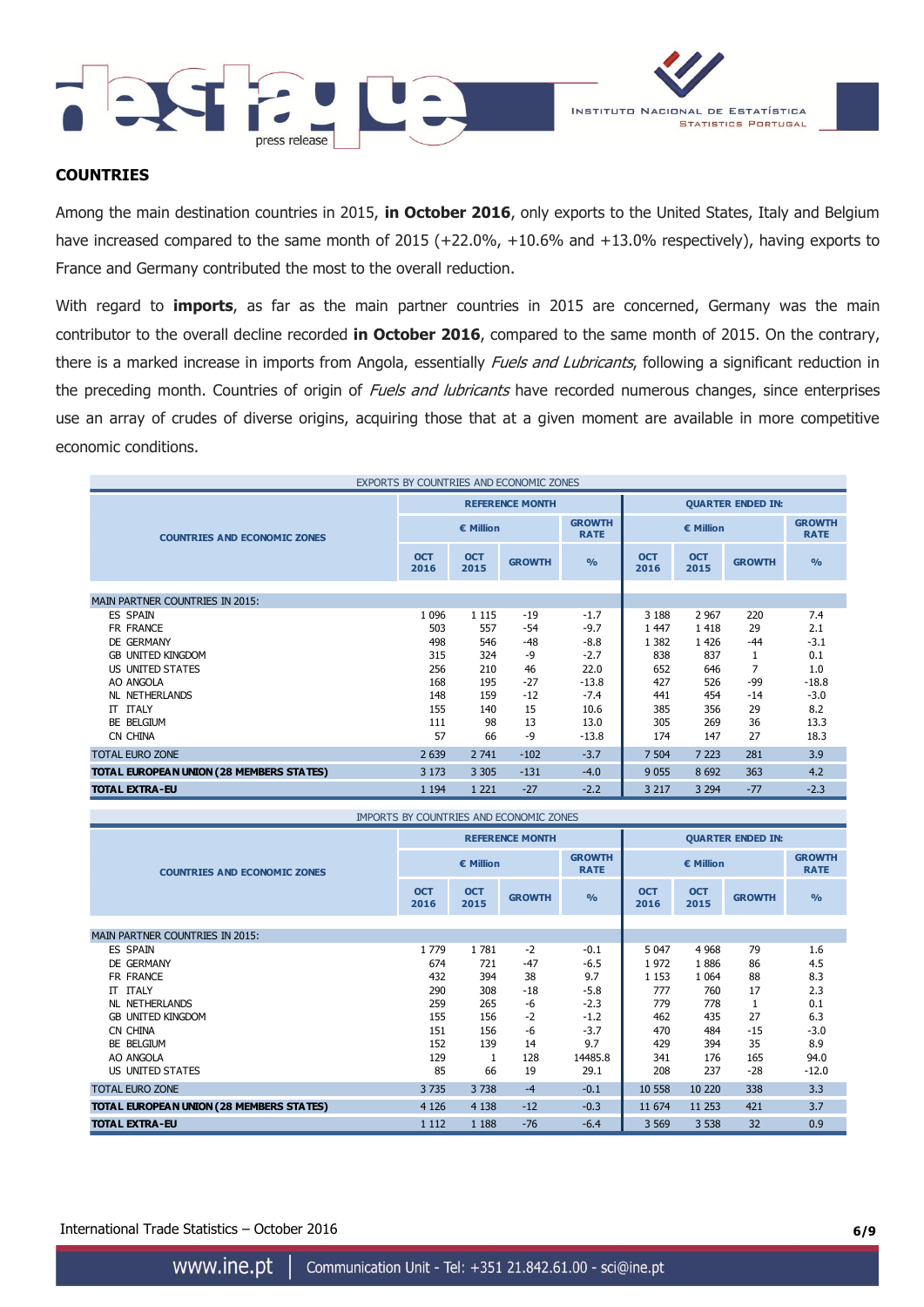## COUNTRIES

Among the main destination countries in 2015, **in October 2016**, only exports to the United States, Italy and Belgium have increased compared to the same month of 2015 (+22.0%, +10.6% and +13.0% respectively), having exports to France and Germany contributed the most to the overall reduction.

With regard to **imports**, as far as the main partner countries in 2015 are concerned, Germany was the main contributor to the overall decline recorded **in October 2016**, compared to the same month of 2015. On the contrary, there is a marked increase in imports from Angola, essentially *Fuels and Lubricants*, following a significant reduction in the preceding month. Countries of origin of *Fuels and lubricants* have recorded numerous changes, since enterprises use an array of crudes of diverse origins, acquiring those that at a given moment are available in more competitive economic conditions.

EXPORTS BY COUNTRIES AND ECONOMIC ZONES

| COUNTRIES AND ECONOMIC ZONES | REFERENCE MONTH | | | | QUARTER ENDED IN: | | | |
|---|---|---|---|---|---|---|---|---|
| | € Million | | | GROWTH RATE | € Million | | | GROWTH RATE |
| | OCT 2016 | OCT 2015 | GROWTH | % | OCT 2016 | OCT 2015 | GROWTH | % |
| MAIN PARTNER COUNTRIES IN 2015: | | | | | | | | |
| ES SPAIN | 1 096 | 1 115 | -19 | -1.7 | 3 188 | 2 967 | 220 | 7.4 |
| FR FRANCE | 503 | 557 | -54 | -9.7 | 1 447 | 1 418 | 29 | 2.1 |
| DE GERMANY | 498 | 546 | -48 | -8.8 | 1 382 | 1 426 | -44 | -3.1 |
| GB UNITED KINGDOM | 315 | 324 | -9 | -2.7 | 838 | 837 | 1 | 0.1 |
| US UNITED STATES | 256 | 210 | 46 | 22.0 | 652 | 646 | 7 | 1.0 |
| AO ANGOLA | 168 | 195 | -27 | -13.8 | 427 | 526 | -99 | -18.8 |
| NL NETHERLANDS | 148 | 159 | -12 | -7.4 | 441 | 454 | -14 | -3.0 |
| IT ITALY | 155 | 140 | 15 | 10.6 | 385 | 356 | 29 | 8.2 |
| BE BELGIUM | 111 | 98 | 13 | 13.0 | 305 | 269 | 36 | 13.3 |
| CN CHINA | 57 | 66 | -9 | -13.8 | 174 | 147 | 27 | 18.3 |
| TOTAL EURO ZONE | 2 639 | 2 741 | -102 | -3.7 | 7 504 | 7 223 | 281 | 3.9 |
| **TOTAL EUROPEAN UNION (28 MEMBERS STATES)** | 3 173 | 3 305 | -131 | -4.0 | 9 055 | 8 692 | 363 | 4.2 |
| **TOTAL EXTRA-EU** | 1 194 | 1 221 | -27 | -2.2 | 3 217 | 3 294 | -77 | -2.3 |

IMPORTS BY COUNTRIES AND ECONOMIC ZONES

| COUNTRIES AND ECONOMIC ZONES | REFERENCE MONTH | | | | QUARTER ENDED IN: | | | |
|---|---|---|---|---|---|---|---|---|
| | € Million | | | GROWTH RATE | € Million | | | GROWTH RATE |
| | OCT 2016 | OCT 2015 | GROWTH | % | OCT 2016 | OCT 2015 | GROWTH | % |
| MAIN PARTNER COUNTRIES IN 2015: | | | | | | | | |
| ES SPAIN | 1 779 | 1 781 | -2 | -0.1 | 5 047 | 4 968 | 79 | 1.6 |
| DE GERMANY | 674 | 721 | -47 | -6.5 | 1 972 | 1 886 | 86 | 4.5 |
| FR FRANCE | 432 | 394 | 38 | 9.7 | 1 153 | 1 064 | 88 | 8.3 |
| IT ITALY | 290 | 308 | -18 | -5.8 | 777 | 760 | 17 | 2.3 |
| NL NETHERLANDS | 259 | 265 | -6 | -2.3 | 779 | 778 | 1 | 0.1 |
| GB UNITED KINGDOM | 155 | 156 | -2 | -1.2 | 462 | 435 | 27 | 6.3 |
| CN CHINA | 151 | 156 | -6 | -3.7 | 470 | 484 | -15 | -3.0 |
| BE BELGIUM | 152 | 139 | 14 | 9.7 | 429 | 394 | 35 | 8.9 |
| AO ANGOLA | 129 | 1 | 128 | 14485.8 | 341 | 176 | 165 | 94.0 |
| US UNITED STATES | 85 | 66 | 19 | 29.1 | 208 | 237 | -28 | -12.0 |
| TOTAL EURO ZONE | 3 735 | 3 738 | -4 | -0.1 | 10 558 | 10 220 | 338 | 3.3 |
| **TOTAL EUROPEAN UNION (28 MEMBERS STATES)** | 4 126 | 4 138 | -12 | -0.3 | 11 674 | 11 253 | 421 | 3.7 |
| **TOTAL EXTRA-EU** | 1 112 | 1 188 | -76 | -6.4 | 3 569 | 3 538 | 32 | 0.9 |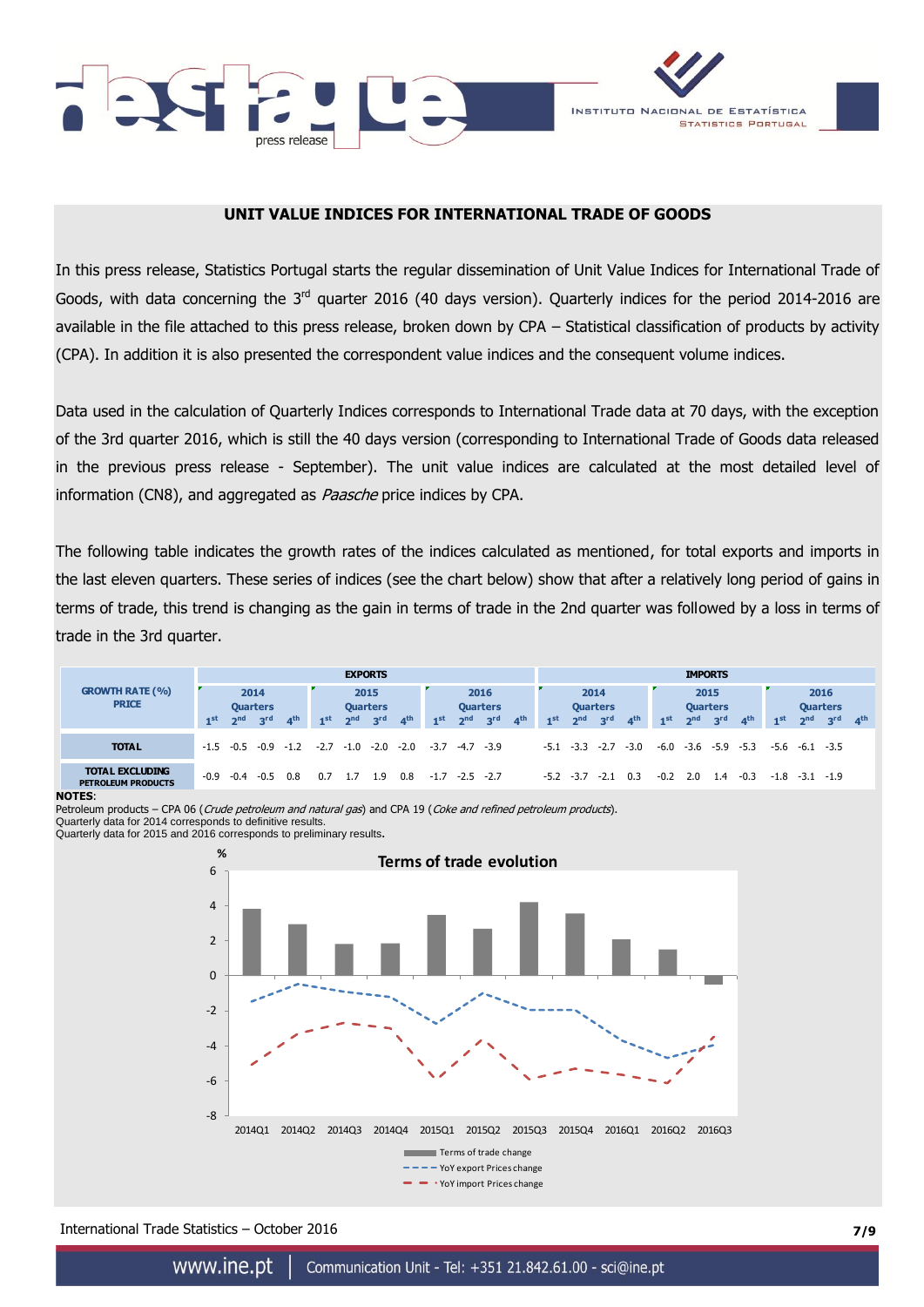## UNIT VALUE INDICES FOR INTERNATIONAL TRADE OF GOODS

In this press release, Statistics Portugal starts the regular dissemination of Unit Value Indices for International Trade of Goods, with data concerning the 3rd quarter 2016 (40 days version). Quarterly indices for the period 2014-2016 are available in the file attached to this press release, broken down by CPA – Statistical classification of products by activity (CPA). In addition it is also presented the correspondent value indices and the consequent volume indices.

Data used in the calculation of Quarterly Indices corresponds to International Trade data at 70 days, with the exception of the 3rd quarter 2016, which is still the 40 days version (corresponding to International Trade of Goods data released in the previous press release - September). The unit value indices are calculated at the most detailed level of information (CN8), and aggregated as *Paasche* price indices by CPA.

The following table indicates the growth rates of the indices calculated as mentioned, for total exports and imports in the last eleven quarters. These series of indices (see the chart below) show that after a relatively long period of gains in terms of trade, this trend is changing as the gain in terms of trade in the 2nd quarter was followed by a loss in terms of trade in the 3rd quarter.

| GROWTH RATE (%) PRICE | EXPORTS | | | | | | | | | | | | IMPORTS | | | | | | | | | | | |
|---|---|---|---|---|---|---|---|---|---|---|---|---|---|---|---|---|---|---|---|---|---|---|---|---|
| | 2014 Quarters | | | | 2015 Quarters | | | | 2016 Quarters | | | | 2014 Quarters | | | | 2015 Quarters | | | | 2016 Quarters | | | |
| | 1st | 2nd | 3rd | 4th | 1st | 2nd | 3rd | 4th | 1st | 2nd | 3rd | 4th | 1st | 2nd | 3rd | 4th | 1st | 2nd | 3rd | 4th | 1st | 2nd | 3rd | 4th |
| TOTAL | -1.5 | -0.5 | -0.9 | -1.2 | -2.7 | -1.0 | -2.0 | -2.0 | -3.7 | -4.7 | -3.9 | | -5.1 | -3.3 | -2.7 | -3.0 | -6.0 | -3.6 | -5.9 | -5.3 | -5.6 | -6.1 | -3.5 | |
| TOTAL EXCLUDING PETROLEUM PRODUCTS | -0.9 | -0.4 | -0.5 | 0.8 | 0.7 | 1.7 | 1.9 | 0.8 | -1.7 | -2.5 | -2.7 | | -5.2 | -3.7 | -2.1 | 0.3 | -0.2 | 2.0 | 1.4 | -0.3 | -1.8 | -3.1 | -1.9 | |

**NOTES**:
Petroleum products – CPA 06 (*Crude petroleum and natural gas*) and CPA 19 (*Coke and refined petroleum products*).
Quarterly data for 2014 corresponds to definitive results.
Quarterly data for 2015 and 2016 corresponds to preliminary results.

Terms of trade evolution

%

6
4
2
0
-2
-4
-6
-8

2014Q1 2014Q2 2014Q3 2014Q4 2015Q1 2015Q2 2015Q3 2015Q4 2016Q1 2016Q2 2016Q3

Terms of trade change
YoY export Prices change
YoY import Prices change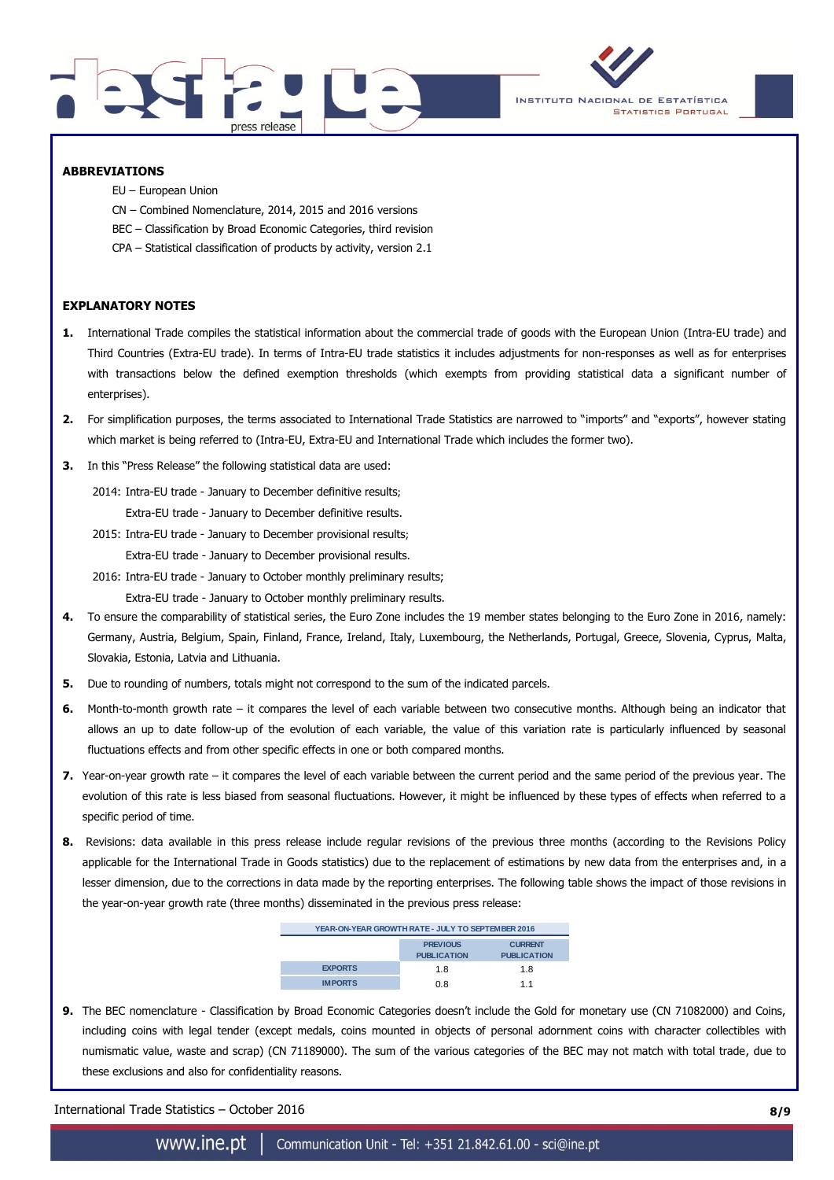**ABBREVIATIONS**

EU – European Union

CN – Combined Nomenclature, 2014, 2015 and 2016 versions

BEC – Classification by Broad Economic Categories, third revision

CPA – Statistical classification of products by activity, version 2.1

**EXPLANATORY NOTES**

1. International Trade compiles the statistical information about the commercial trade of goods with the European Union (Intra-EU trade) and Third Countries (Extra-EU trade). In terms of Intra-EU trade statistics it includes adjustments for non-responses as well as for enterprises with transactions below the defined exemption thresholds (which exempts from providing statistical data a significant number of enterprises).
2. For simplification purposes, the terms associated to International Trade Statistics are narrowed to "imports" and "exports", however stating which market is being referred to (Intra-EU, Extra-EU and International Trade which includes the former two).
3. In this "Press Release" the following statistical data are used:

   2014: Intra-EU trade - January to December definitive results;
   Extra-EU trade - January to December definitive results.

   2015: Intra-EU trade - January to December provisional results;
   Extra-EU trade - January to December provisional results.

   2016: Intra-EU trade - January to October monthly preliminary results;
   Extra-EU trade - January to October monthly preliminary results.
4. To ensure the comparability of statistical series, the Euro Zone includes the 19 member states belonging to the Euro Zone in 2016, namely: Germany, Austria, Belgium, Spain, Finland, France, Ireland, Italy, Luxembourg, the Netherlands, Portugal, Greece, Slovenia, Cyprus, Malta, Slovakia, Estonia, Latvia and Lithuania.
5. Due to rounding of numbers, totals might not correspond to the sum of the indicated parcels.
6. Month-to-month growth rate – it compares the level of each variable between two consecutive months. Although being an indicator that allows an up to date follow-up of the evolution of each variable, the value of this variation rate is particularly influenced by seasonal fluctuations effects and from other specific effects in one or both compared months.
7. Year-on-year growth rate – it compares the level of each variable between the current period and the same period of the previous year. The evolution of this rate is less biased from seasonal fluctuations. However, it might be influenced by these types of effects when referred to a specific period of time.
8. Revisions: data available in this press release include regular revisions of the previous three months (according to the Revisions Policy applicable for the International Trade in Goods statistics) due to the replacement of estimations by new data from the enterprises and, in a lesser dimension, due to the corrections in data made by the reporting enterprises. The following table shows the impact of those revisions in the year-on-year growth rate (three months) disseminated in the previous press release:

| YEAR-ON-YEAR GROWTH RATE - JULY TO SEPTEMBER 2016 | | |
|---|---|---|
| | PREVIOUS PUBLICATION | CURRENT PUBLICATION |
| EXPORTS | 1.8 | 1.8 |
| IMPORTS | 0.8 | 1.1 |

9. The BEC nomenclature - Classification by Broad Economic Categories doesn't include the Gold for monetary use (CN 71082000) and Coins, including coins with legal tender (except medals, coins mounted in objects of personal adornment coins with character collectibles with numismatic value, waste and scrap) (CN 71189000). The sum of the various categories of the BEC may not match with total trade, due to these exclusions and also for confidentiality reasons.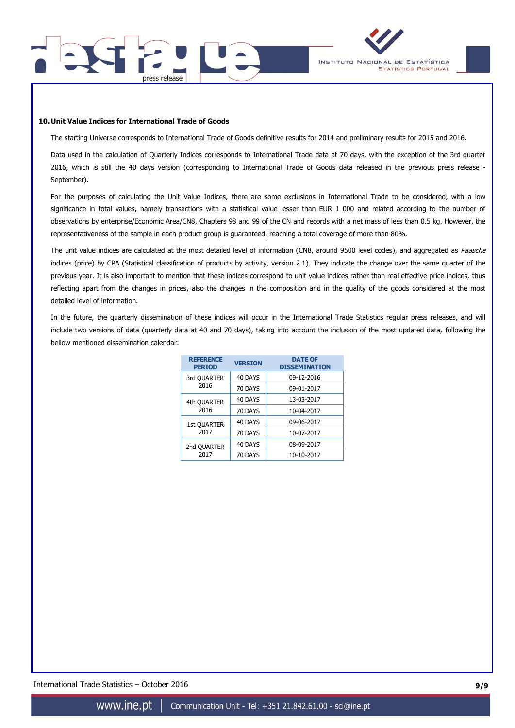## 10. Unit Value Indices for International Trade of Goods

The starting Universe corresponds to International Trade of Goods definitive results for 2014 and preliminary results for 2015 and 2016.

Data used in the calculation of Quarterly Indices corresponds to International Trade data at 70 days, with the exception of the 3rd quarter 2016, which is still the 40 days version (corresponding to International Trade of Goods data released in the previous press release - September).

For the purposes of calculating the Unit Value Indices, there are some exclusions in International Trade to be considered, with a low significance in total values, namely transactions with a statistical value lesser than EUR 1 000 and related according to the number of observations by enterprise/Economic Area/CN8, Chapters 98 and 99 of the CN and records with a net mass of less than 0.5 kg. However, the representativeness of the sample in each product group is guaranteed, reaching a total coverage of more than 80%.

The unit value indices are calculated at the most detailed level of information (CN8, around 9500 level codes), and aggregated as *Paasche* indices (price) by CPA (Statistical classification of products by activity, version 2.1). They indicate the change over the same quarter of the previous year. It is also important to mention that these indices correspond to unit value indices rather than real effective price indices, thus reflecting apart from the changes in prices, also the changes in the composition and in the quality of the goods considered at the most detailed level of information.

In the future, the quarterly dissemination of these indices will occur in the International Trade Statistics regular press releases, and will include two versions of data (quarterly data at 40 and 70 days), taking into account the inclusion of the most updated data, following the bellow mentioned dissemination calendar:

| REFERENCE PERIOD | VERSION | DATE OF DISSEMINATION |
|---|---|---|
| 3rd QUARTER 2016 | 40 DAYS | 09-12-2016 |
| | 70 DAYS | 09-01-2017 |
| 4th QUARTER 2016 | 40 DAYS | 13-03-2017 |
| | 70 DAYS | 10-04-2017 |
| 1st QUARTER 2017 | 40 DAYS | 09-06-2017 |
| | 70 DAYS | 10-07-2017 |
| 2nd QUARTER 2017 | 40 DAYS | 08-09-2017 |
| | 70 DAYS | 10-10-2017 |